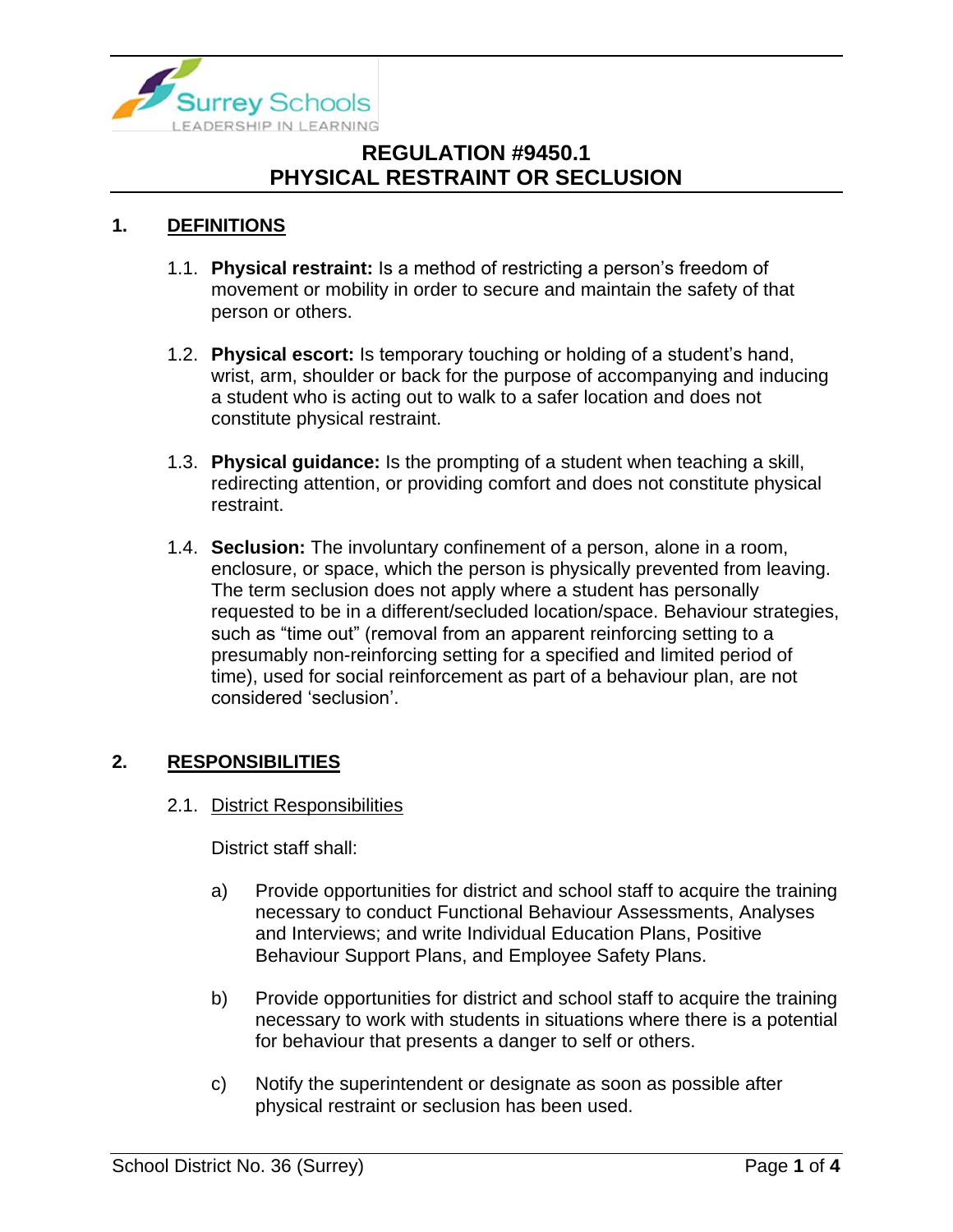# REGULATION #9450.1
# PHYSICAL RESTRAINT OR SECLUSION

## 1. DEFINITIONS

1.1. **Physical restraint:** Is a method of restricting a person's freedom of movement or mobility in order to secure and maintain the safety of that person or others.

1.2. **Physical escort:** Is temporary touching or holding of a student's hand, wrist, arm, shoulder or back for the purpose of accompanying and inducing a student who is acting out to walk to a safer location and does not constitute physical restraint.

1.3. **Physical guidance:** Is the prompting of a student when teaching a skill, redirecting attention, or providing comfort and does not constitute physical restraint.

1.4. **Seclusion:** The involuntary confinement of a person, alone in a room, enclosure, or space, which the person is physically prevented from leaving. The term seclusion does not apply where a student has personally requested to be in a different/secluded location/space. Behaviour strategies, such as "time out" (removal from an apparent reinforcing setting to a presumably non-reinforcing setting for a specified and limited period of time), used for social reinforcement as part of a behaviour plan, are not considered 'seclusion'.

## 2. RESPONSIBILITIES

### 2.1. District Responsibilities

District staff shall:

a) Provide opportunities for district and school staff to acquire the training necessary to conduct Functional Behaviour Assessments, Analyses and Interviews; and write Individual Education Plans, Positive Behaviour Support Plans, and Employee Safety Plans.

b) Provide opportunities for district and school staff to acquire the training necessary to work with students in situations where there is a potential for behaviour that presents a danger to self or others.

c) Notify the superintendent or designate as soon as possible after physical restraint or seclusion has been used.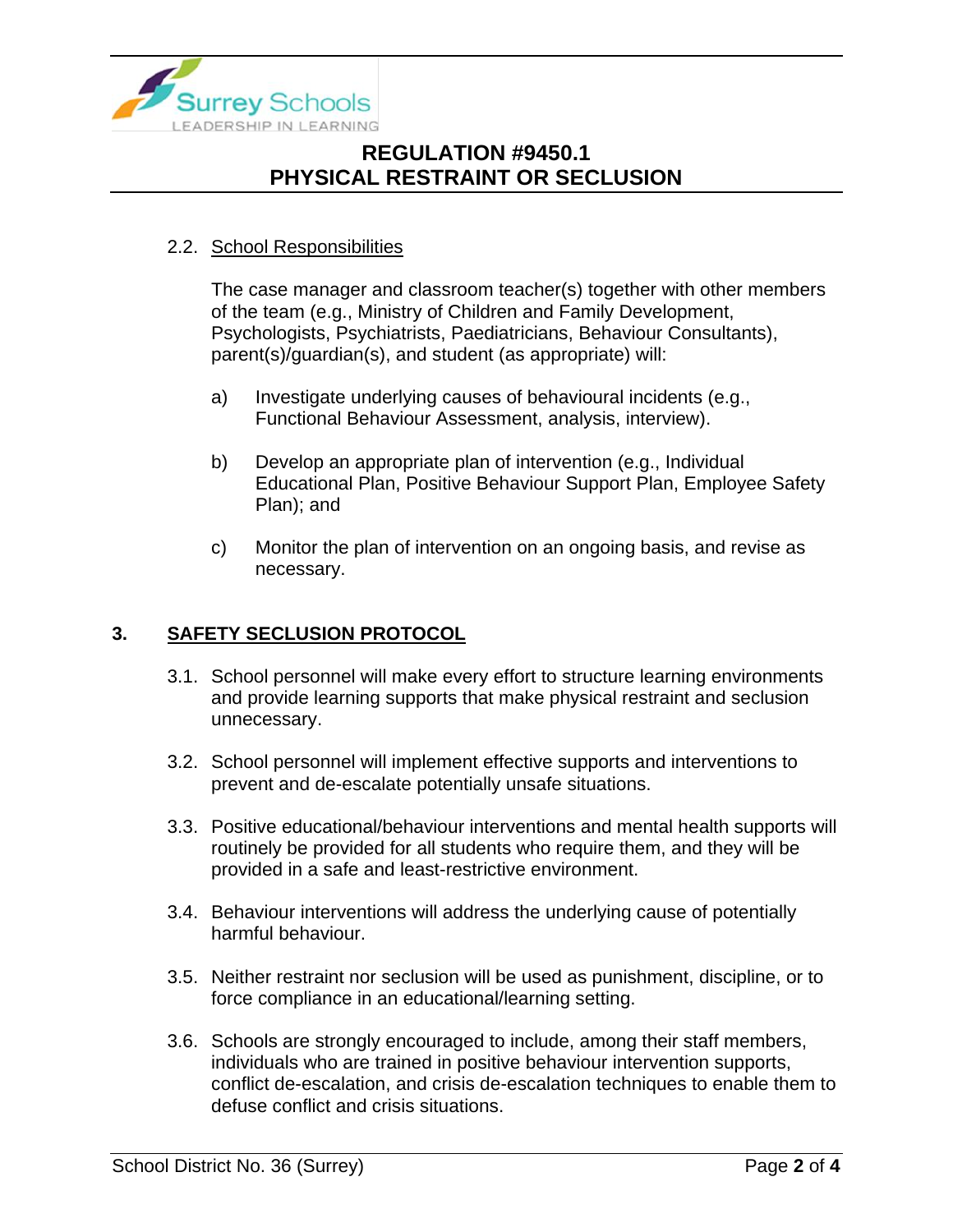### 2.2. School Responsibilities

The case manager and classroom teacher(s) together with other members of the team (e.g., Ministry of Children and Family Development, Psychologists, Psychiatrists, Paediatricians, Behaviour Consultants), parent(s)/guardian(s), and student (as appropriate) will:

a) Investigate underlying causes of behavioural incidents (e.g., Functional Behaviour Assessment, analysis, interview).

b) Develop an appropriate plan of intervention (e.g., Individual Educational Plan, Positive Behaviour Support Plan, Employee Safety Plan); and

c) Monitor the plan of intervention on an ongoing basis, and revise as necessary.

## 3. SAFETY SECLUSION PROTOCOL

3.1. School personnel will make every effort to structure learning environments and provide learning supports that make physical restraint and seclusion unnecessary.

3.2. School personnel will implement effective supports and interventions to prevent and de-escalate potentially unsafe situations.

3.3. Positive educational/behaviour interventions and mental health supports will routinely be provided for all students who require them, and they will be provided in a safe and least-restrictive environment.

3.4. Behaviour interventions will address the underlying cause of potentially harmful behaviour.

3.5. Neither restraint nor seclusion will be used as punishment, discipline, or to force compliance in an educational/learning setting.

3.6. Schools are strongly encouraged to include, among their staff members, individuals who are trained in positive behaviour intervention supports, conflict de-escalation, and crisis de-escalation techniques to enable them to defuse conflict and crisis situations.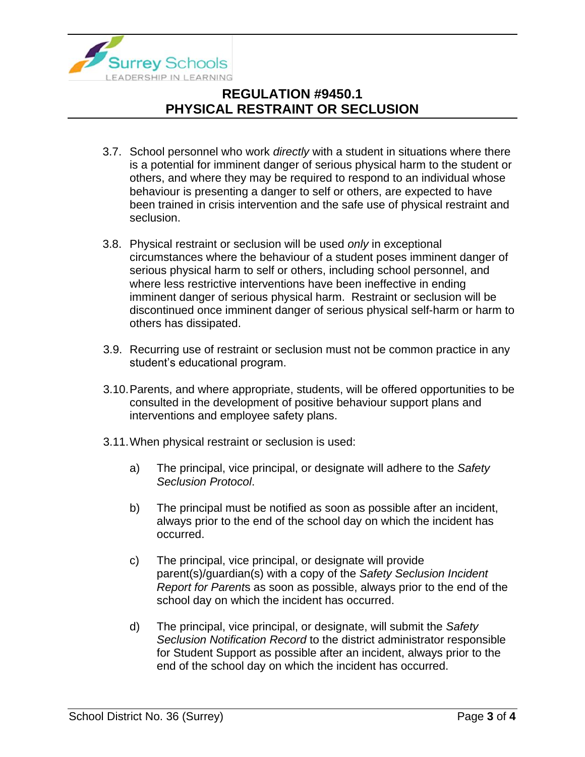3.7. School personnel who work *directly* with a student in situations where there is a potential for imminent danger of serious physical harm to the student or others, and where they may be required to respond to an individual whose behaviour is presenting a danger to self or others, are expected to have been trained in crisis intervention and the safe use of physical restraint and seclusion.

3.8. Physical restraint or seclusion will be used *only* in exceptional circumstances where the behaviour of a student poses imminent danger of serious physical harm to self or others, including school personnel, and where less restrictive interventions have been ineffective in ending imminent danger of serious physical harm. Restraint or seclusion will be discontinued once imminent danger of serious physical self-harm or harm to others has dissipated.

3.9. Recurring use of restraint or seclusion must not be common practice in any student's educational program.

3.10. Parents, and where appropriate, students, will be offered opportunities to be consulted in the development of positive behaviour support plans and interventions and employee safety plans.

3.11. When physical restraint or seclusion is used:

a) The principal, vice principal, or designate will adhere to the *Safety Seclusion Protocol*.

b) The principal must be notified as soon as possible after an incident, always prior to the end of the school day on which the incident has occurred.

c) The principal, vice principal, or designate will provide parent(s)/guardian(s) with a copy of the *Safety Seclusion Incident Report for Parents* as soon as possible, always prior to the end of the school day on which the incident has occurred.

d) The principal, vice principal, or designate, will submit the *Safety Seclusion Notification Record* to the district administrator responsible for Student Support as possible after an incident, always prior to the end of the school day on which the incident has occurred.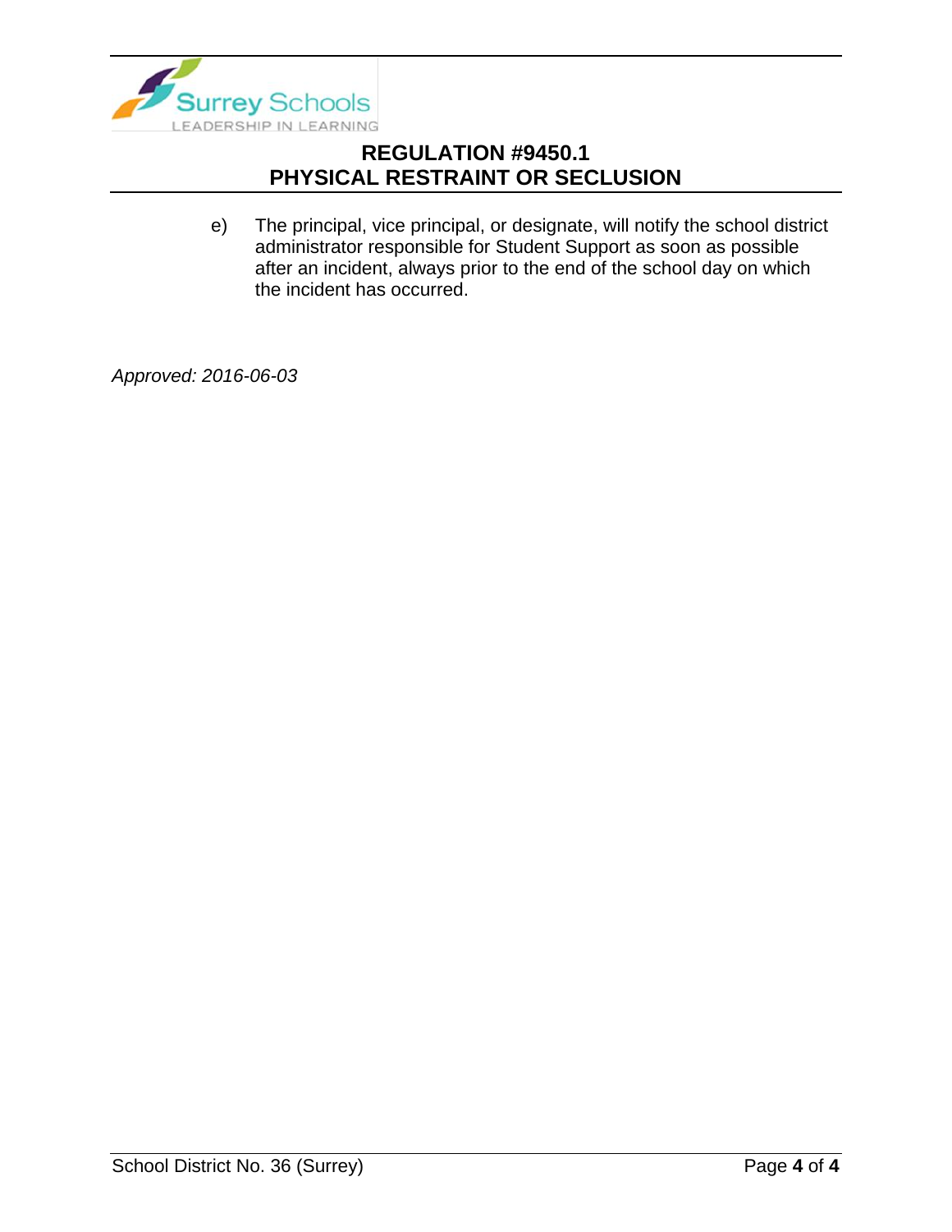e) The principal, vice principal, or designate, will notify the school district administrator responsible for Student Support as soon as possible after an incident, always prior to the end of the school day on which the incident has occurred.

*Approved: 2016-06-03*